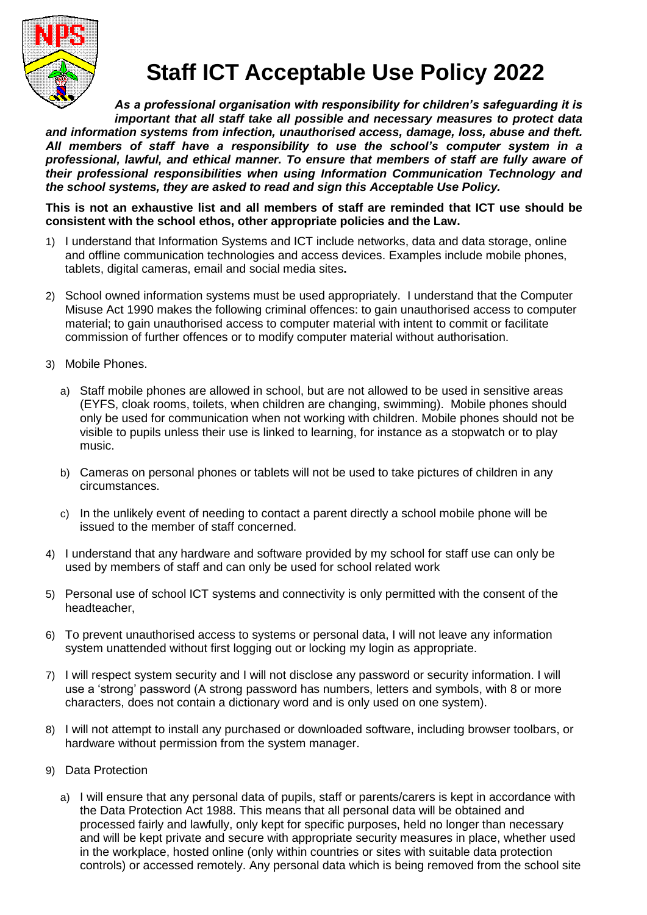# Staff ICT Acceptable Use Policy 2022

***As a professional organisation with responsibility for children's safeguarding it is important that all staff take all possible and necessary measures to protect data and information systems from infection, unauthorised access, damage, loss, abuse and theft. All members of staff have a responsibility to use the school's computer system in a professional, lawful, and ethical manner. To ensure that members of staff are fully aware of their professional responsibilities when using Information Communication Technology and the school systems, they are asked to read and sign this Acceptable Use Policy.***

**This is not an exhaustive list and all members of staff are reminded that ICT use should be consistent with the school ethos, other appropriate policies and the Law.**

1) I understand that Information Systems and ICT include networks, data and data storage, online and offline communication technologies and access devices. Examples include mobile phones, tablets, digital cameras, email and social media sites**.**

2) School owned information systems must be used appropriately. I understand that the Computer Misuse Act 1990 makes the following criminal offences: to gain unauthorised access to computer material; to gain unauthorised access to computer material with intent to commit or facilitate commission of further offences or to modify computer material without authorisation.

3) Mobile Phones.

   a) Staff mobile phones are allowed in school, but are not allowed to be used in sensitive areas (EYFS, cloak rooms, toilets, when children are changing, swimming). Mobile phones should only be used for communication when not working with children. Mobile phones should not be visible to pupils unless their use is linked to learning, for instance as a stopwatch or to play music.

   b) Cameras on personal phones or tablets will not be used to take pictures of children in any circumstances.

   c) In the unlikely event of needing to contact a parent directly a school mobile phone will be issued to the member of staff concerned.

4) I understand that any hardware and software provided by my school for staff use can only be used by members of staff and can only be used for school related work

5) Personal use of school ICT systems and connectivity is only permitted with the consent of the headteacher,

6) To prevent unauthorised access to systems or personal data, I will not leave any information system unattended without first logging out or locking my login as appropriate.

7) I will respect system security and I will not disclose any password or security information. I will use a 'strong' password (A strong password has numbers, letters and symbols, with 8 or more characters, does not contain a dictionary word and is only used on one system).

8) I will not attempt to install any purchased or downloaded software, including browser toolbars, or hardware without permission from the system manager.

9) Data Protection

   a) I will ensure that any personal data of pupils, staff or parents/carers is kept in accordance with the Data Protection Act 1988. This means that all personal data will be obtained and processed fairly and lawfully, only kept for specific purposes, held no longer than necessary and will be kept private and secure with appropriate security measures in place, whether used in the workplace, hosted online (only within countries or sites with suitable data protection controls) or accessed remotely. Any personal data which is being removed from the school site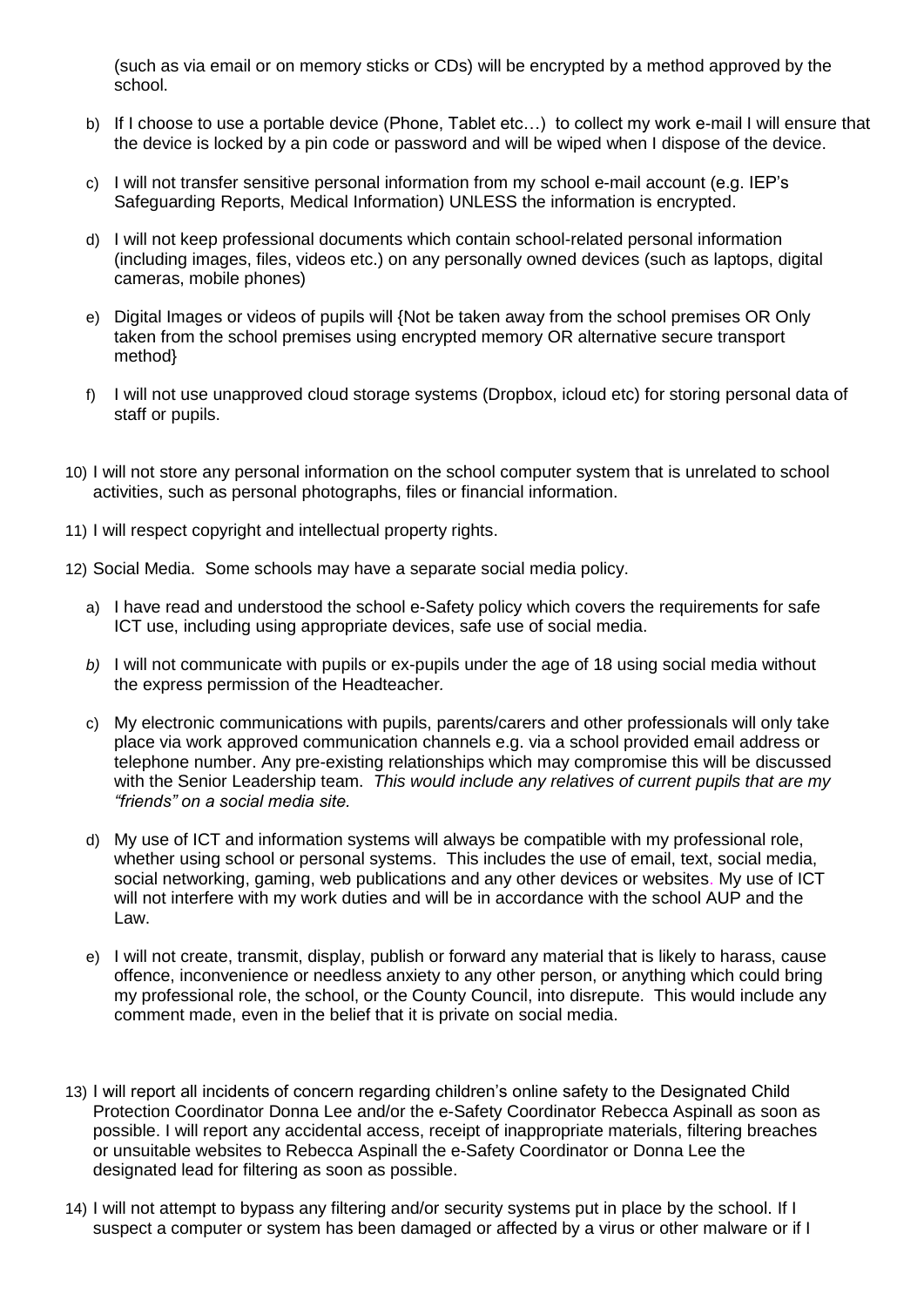(such as via email or on memory sticks or CDs) will be encrypted by a method approved by the school.

b) If I choose to use a portable device (Phone, Tablet etc…) to collect my work e-mail I will ensure that the device is locked by a pin code or password and will be wiped when I dispose of the device.

c) I will not transfer sensitive personal information from my school e-mail account (e.g. IEP's Safeguarding Reports, Medical Information) UNLESS the information is encrypted.

d) I will not keep professional documents which contain school-related personal information (including images, files, videos etc.) on any personally owned devices (such as laptops, digital cameras, mobile phones)

e) Digital Images or videos of pupils will {Not be taken away from the school premises OR Only taken from the school premises using encrypted memory OR alternative secure transport method}

f) I will not use unapproved cloud storage systems (Dropbox, icloud etc) for storing personal data of staff or pupils.

10) I will not store any personal information on the school computer system that is unrelated to school activities, such as personal photographs, files or financial information.

11) I will respect copyright and intellectual property rights.

12) Social Media. Some schools may have a separate social media policy.

a) I have read and understood the school e-Safety policy which covers the requirements for safe ICT use, including using appropriate devices, safe use of social media.

*b) I will not communicate with pupils or ex-pupils under the age of 18 using social media without the express permission of the Headteacher.*

c) My electronic communications with pupils, parents/carers and other professionals will only take place via work approved communication channels e.g. via a school provided email address or telephone number. Any pre-existing relationships which may compromise this will be discussed with the Senior Leadership team. *This would include any relatives of current pupils that are my "friends" on a social media site.*

d) My use of ICT and information systems will always be compatible with my professional role, whether using school or personal systems. This includes the use of email, text, social media, social networking, gaming, web publications and any other devices or websites. My use of ICT will not interfere with my work duties and will be in accordance with the school AUP and the Law.

e) I will not create, transmit, display, publish or forward any material that is likely to harass, cause offence, inconvenience or needless anxiety to any other person, or anything which could bring my professional role, the school, or the County Council, into disrepute. This would include any comment made, even in the belief that it is private on social media.

13) I will report all incidents of concern regarding children's online safety to the Designated Child Protection Coordinator Donna Lee and/or the e-Safety Coordinator Rebecca Aspinall as soon as possible. I will report any accidental access, receipt of inappropriate materials, filtering breaches or unsuitable websites to Rebecca Aspinall the e-Safety Coordinator or Donna Lee the designated lead for filtering as soon as possible.

14) I will not attempt to bypass any filtering and/or security systems put in place by the school. If I suspect a computer or system has been damaged or affected by a virus or other malware or if I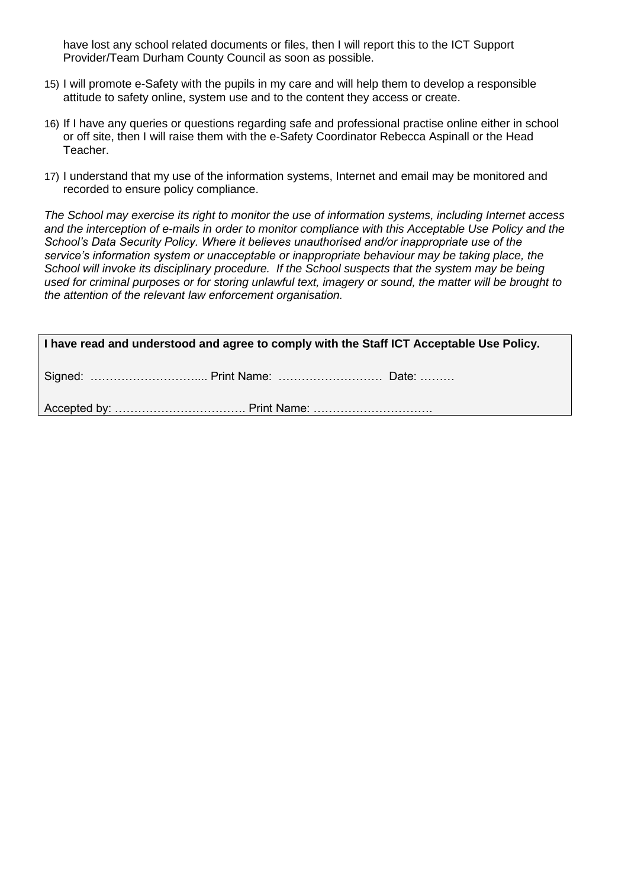have lost any school related documents or files, then I will report this to the ICT Support Provider/Team Durham County Council as soon as possible.

15) I will promote e-Safety with the pupils in my care and will help them to develop a responsible attitude to safety online, system use and to the content they access or create.

16) If I have any queries or questions regarding safe and professional practise online either in school or off site, then I will raise them with the e-Safety Coordinator Rebecca Aspinall or the Head Teacher.

17) I understand that my use of the information systems, Internet and email may be monitored and recorded to ensure policy compliance.

*The School may exercise its right to monitor the use of information systems, including Internet access and the interception of e-mails in order to monitor compliance with this Acceptable Use Policy and the School's Data Security Policy. Where it believes unauthorised and/or inappropriate use of the service's information system or unacceptable or inappropriate behaviour may be taking place, the School will invoke its disciplinary procedure. If the School suspects that the system may be being used for criminal purposes or for storing unlawful text, imagery or sound, the matter will be brought to the attention of the relevant law enforcement organisation.*

**I have read and understood and agree to comply with the Staff ICT Acceptable Use Policy.**

Signed: ………………………... Print Name: ……………………… Date: ………

Accepted by: ……………………………. Print Name: ………………………….